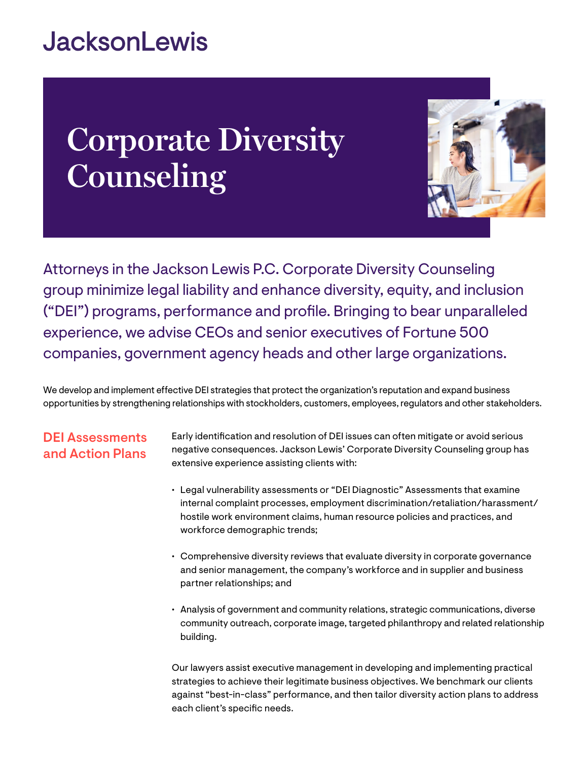JacksonLewis

# Corporate Diversity Counseling

Attorneys in the Jackson Lewis P.C. Corporate Diversity Counseling group minimize legal liability and enhance diversity, equity, and inclusion ("DEI") programs, performance and profile. Bringing to bear unparalleled experience, we advise CEOs and senior executives of Fortune 500 companies, government agency heads and other large organizations.

We develop and implement effective DEI strategies that protect the organization's reputation and expand business opportunities by strengthening relationships with stockholders, customers, employees, regulators and other stakeholders.

## DEI Assessments and Action Plans

Early identification and resolution of DEI issues can often mitigate or avoid serious negative consequences. Jackson Lewis' Corporate Diversity Counseling group has extensive experience assisting clients with:

- Legal vulnerability assessments or "DEI Diagnostic" Assessments that examine internal complaint processes, employment discrimination/retaliation/harassment/ hostile work environment claims, human resource policies and practices, and workforce demographic trends;
- Comprehensive diversity reviews that evaluate diversity in corporate governance and senior management, the company's workforce and in supplier and business partner relationships; and
- Analysis of government and community relations, strategic communications, diverse community outreach, corporate image, targeted philanthropy and related relationship building.

Our lawyers assist executive management in developing and implementing practical strategies to achieve their legitimate business objectives. We benchmark our clients against "best-in-class" performance, and then tailor diversity action plans to address each client's specific needs.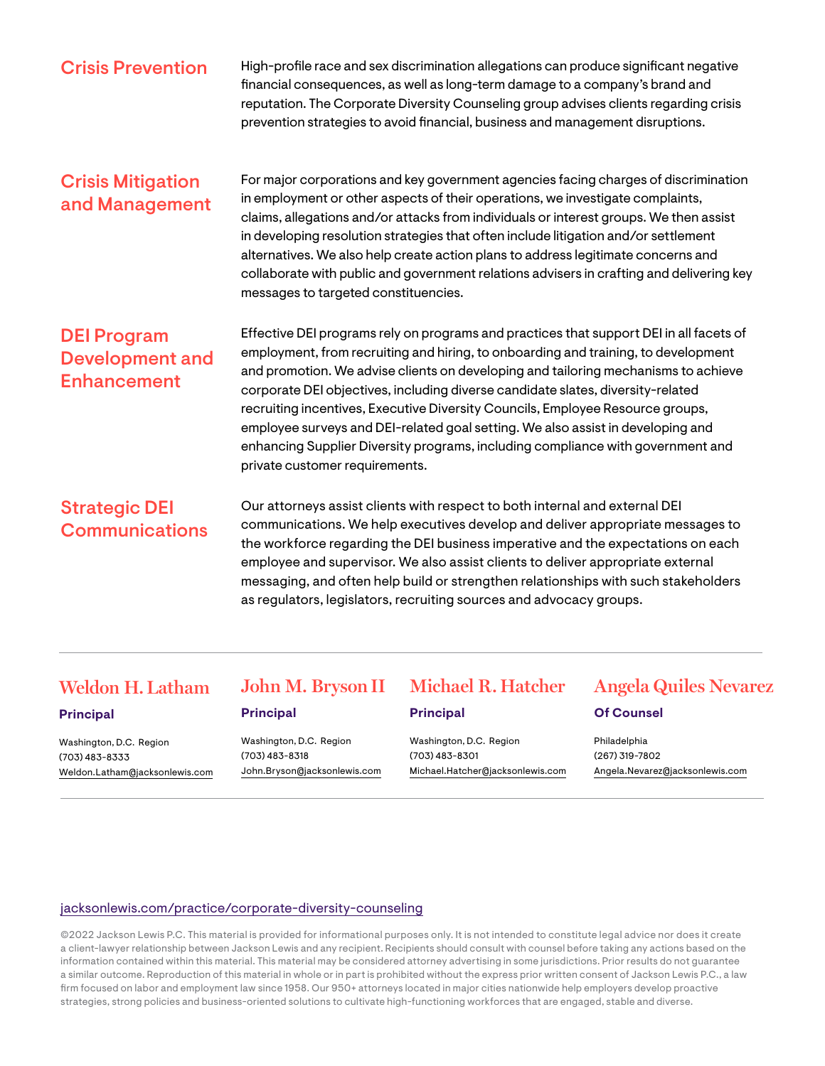## Crisis Prevention

High-profile race and sex discrimination allegations can produce significant negative financial consequences, as well as long-term damage to a company's brand and reputation. The Corporate Diversity Counseling group advises clients regarding crisis prevention strategies to avoid financial, business and management disruptions.

## Crisis Mitigation and Management

For major corporations and key government agencies facing charges of discrimination in employment or other aspects of their operations, we investigate complaints, claims, allegations and/or attacks from individuals or interest groups. We then assist in developing resolution strategies that often include litigation and/or settlement alternatives. We also help create action plans to address legitimate concerns and collaborate with public and government relations advisers in crafting and delivering key messages to targeted constituencies.

## DEI Program Development and Enhancement

Effective DEI programs rely on programs and practices that support DEI in all facets of employment, from recruiting and hiring, to onboarding and training, to development and promotion. We advise clients on developing and tailoring mechanisms to achieve corporate DEI objectives, including diverse candidate slates, diversity-related recruiting incentives, Executive Diversity Councils, Employee Resource groups, employee surveys and DEI-related goal setting. We also assist in developing and enhancing Supplier Diversity programs, including compliance with government and private customer requirements.

## Strategic DEI Communications

Our attorneys assist clients with respect to both internal and external DEI communications. We help executives develop and deliver appropriate messages to the workforce regarding the DEI business imperative and the expectations on each employee and supervisor. We also assist clients to deliver appropriate external messaging, and often help build or strengthen relationships with such stakeholders as regulators, legislators, recruiting sources and advocacy groups.

---

### Weldon H. Latham

**Principal**

Washington, D.C. Region
(703) 483-8333
Weldon.Latham@jacksonlewis.com

### John M. Bryson II

**Principal**

Washington, D.C. Region
(703) 483-8318
John.Bryson@jacksonlewis.com

### Michael R. Hatcher

**Principal**

Washington, D.C. Region
(703) 483-8301
Michael.Hatcher@jacksonlewis.com

### Angela Quiles Nevarez

**Of Counsel**

Philadelphia
(267) 319-7802
Angela.Nevarez@jacksonlewis.com

---

jacksonlewis.com/practice/corporate-diversity-counseling

©2022 Jackson Lewis P.C. This material is provided for informational purposes only. It is not intended to constitute legal advice nor does it create a client-lawyer relationship between Jackson Lewis and any recipient. Recipients should consult with counsel before taking any actions based on the information contained within this material. This material may be considered attorney advertising in some jurisdictions. Prior results do not guarantee a similar outcome. Reproduction of this material in whole or in part is prohibited without the express prior written consent of Jackson Lewis P.C., a law firm focused on labor and employment law since 1958. Our 950+ attorneys located in major cities nationwide help employers develop proactive strategies, strong policies and business-oriented solutions to cultivate high-functioning workforces that are engaged, stable and diverse.